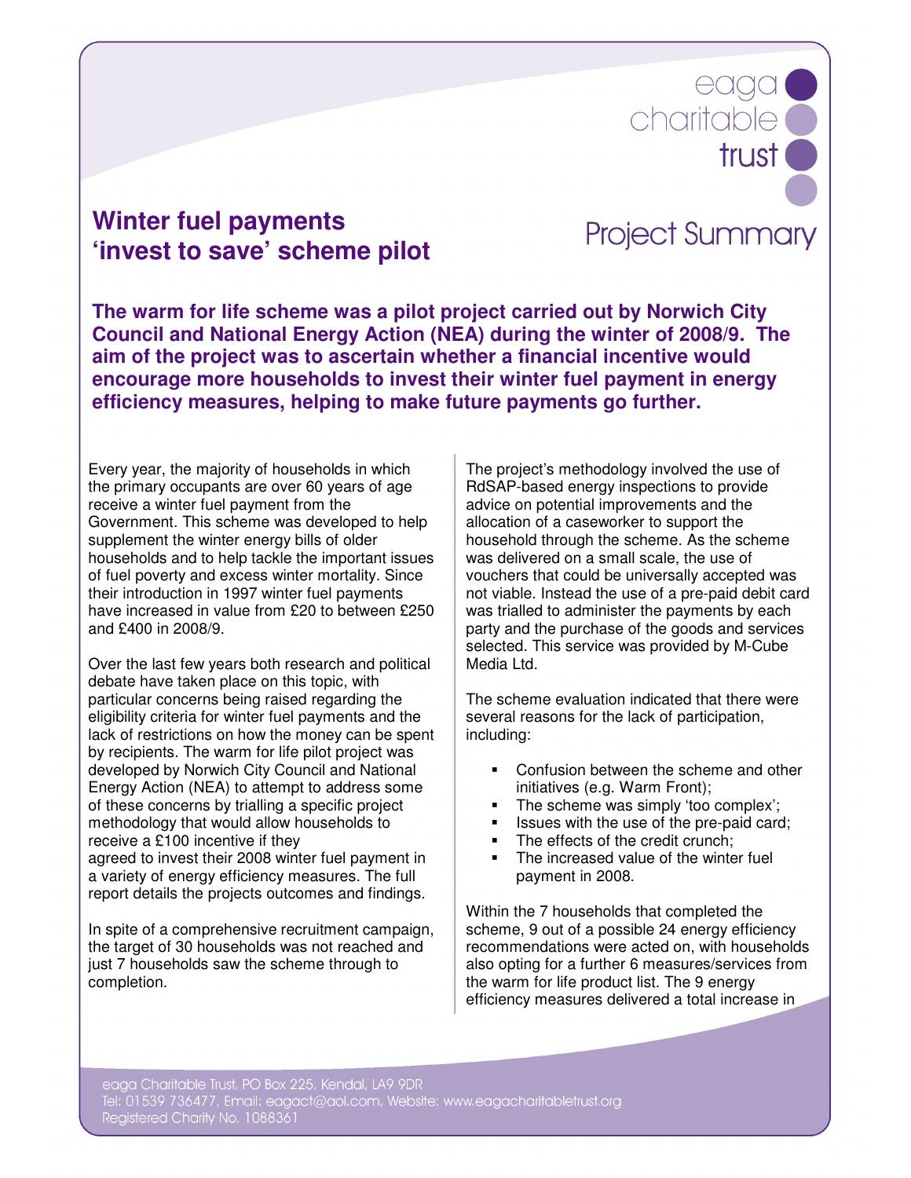eaga charitable trust

# Winter fuel payments 'invest to save' scheme pilot

## Project Summary

**The warm for life scheme was a pilot project carried out by Norwich City Council and National Energy Action (NEA) during the winter of 2008/9. The aim of the project was to ascertain whether a financial incentive would encourage more households to invest their winter fuel payment in energy efficiency measures, helping to make future payments go further.**

Every year, the majority of households in which the primary occupants are over 60 years of age receive a winter fuel payment from the Government. This scheme was developed to help supplement the winter energy bills of older households and to help tackle the important issues of fuel poverty and excess winter mortality. Since their introduction in 1997 winter fuel payments have increased in value from £20 to between £250 and £400 in 2008/9.

Over the last few years both research and political debate have taken place on this topic, with particular concerns being raised regarding the eligibility criteria for winter fuel payments and the lack of restrictions on how the money can be spent by recipients. The warm for life pilot project was developed by Norwich City Council and National Energy Action (NEA) to attempt to address some of these concerns by trialling a specific project methodology that would allow households to receive a £100 incentive if they agreed to invest their 2008 winter fuel payment in a variety of energy efficiency measures. The full report details the projects outcomes and findings.

In spite of a comprehensive recruitment campaign, the target of 30 households was not reached and just 7 households saw the scheme through to completion.

The project's methodology involved the use of RdSAP-based energy inspections to provide advice on potential improvements and the allocation of a caseworker to support the household through the scheme. As the scheme was delivered on a small scale, the use of vouchers that could be universally accepted was not viable. Instead the use of a pre-paid debit card was trialled to administer the payments by each party and the purchase of the goods and services selected. This service was provided by M-Cube Media Ltd.

The scheme evaluation indicated that there were several reasons for the lack of participation, including:

- Confusion between the scheme and other initiatives (e.g. Warm Front);
- The scheme was simply 'too complex';
- Issues with the use of the pre-paid card;
- The effects of the credit crunch;
- The increased value of the winter fuel payment in 2008.

Within the 7 households that completed the scheme, 9 out of a possible 24 energy efficiency recommendations were acted on, with households also opting for a further 6 measures/services from the warm for life product list. The 9 energy efficiency measures delivered a total increase in

eaga Charitable Trust, PO Box 225, Kendal, LA9 9DR
Tel: 01539 736477, Email: eagact@aol.com, Website: www.eagacharitabletrust.org
Registered Charity No. 1088361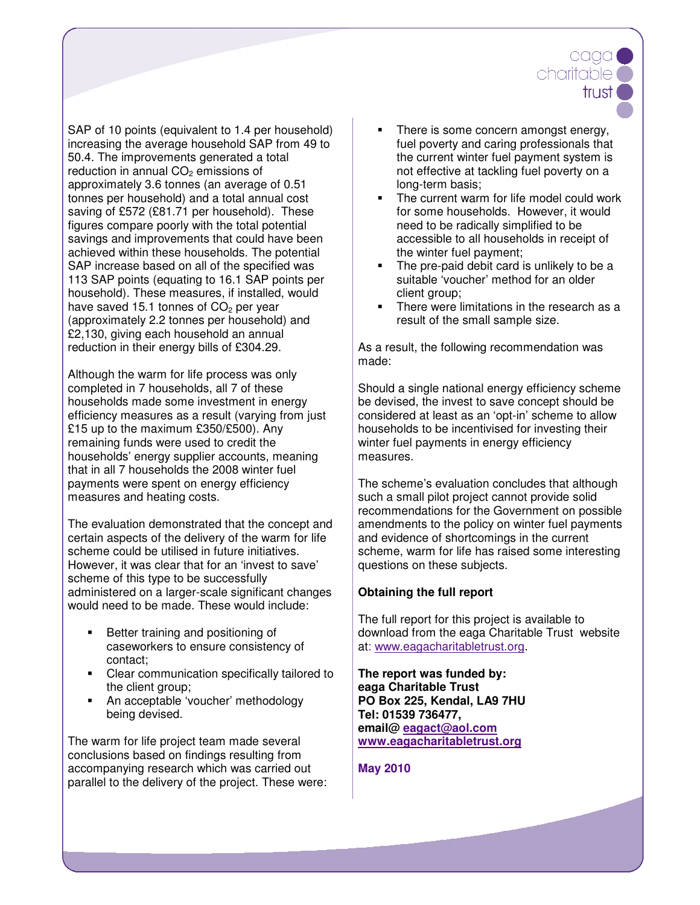SAP of 10 points (equivalent to 1.4 per household) increasing the average household SAP from 49 to 50.4. The improvements generated a total reduction in annual $CO_2$ emissions of approximately 3.6 tonnes (an average of 0.51 tonnes per household) and a total annual cost saving of £572 (£81.71 per household). These figures compare poorly with the total potential savings and improvements that could have been achieved within these households. The potential SAP increase based on all of the specified was 113 SAP points (equating to 16.1 SAP points per household). These measures, if installed, would have saved 15.1 tonnes of $CO_2$ per year (approximately 2.2 tonnes per household) and £2,130, giving each household an annual reduction in their energy bills of £304.29.

Although the warm for life process was only completed in 7 households, all 7 of these households made some investment in energy efficiency measures as a result (varying from just £15 up to the maximum £350/£500). Any remaining funds were used to credit the households' energy supplier accounts, meaning that in all 7 households the 2008 winter fuel payments were spent on energy efficiency measures and heating costs.

The evaluation demonstrated that the concept and certain aspects of the delivery of the warm for life scheme could be utilised in future initiatives. However, it was clear that for an 'invest to save' scheme of this type to be successfully administered on a larger-scale significant changes would need to be made. These would include:

- Better training and positioning of caseworkers to ensure consistency of contact;
- Clear communication specifically tailored to the client group;
- An acceptable 'voucher' methodology being devised.

The warm for life project team made several conclusions based on findings resulting from accompanying research which was carried out parallel to the delivery of the project. These were:

- There is some concern amongst energy, fuel poverty and caring professionals that the current winter fuel payment system is not effective at tackling fuel poverty on a long-term basis;
- The current warm for life model could work for some households. However, it would need to be radically simplified to be accessible to all households in receipt of the winter fuel payment;
- The pre-paid debit card is unlikely to be a suitable 'voucher' method for an older client group;
- There were limitations in the research as a result of the small sample size.

As a result, the following recommendation was made:

Should a single national energy efficiency scheme be devised, the invest to save concept should be considered at least as an 'opt-in' scheme to allow households to be incentivised for investing their winter fuel payments in energy efficiency measures.

The scheme's evaluation concludes that although such a small pilot project cannot provide solid recommendations for the Government on possible amendments to the policy on winter fuel payments and evidence of shortcomings in the current scheme, warm for life has raised some interesting questions on these subjects.

**Obtaining the full report**

The full report for this project is available to download from the eaga Charitable Trust website at: www.eagacharitabletrust.org.

**The report was funded by:**
**eaga Charitable Trust**
**PO Box 225, Kendal, LA9 7HU**
**Tel: 01539 736477,**
**email@ eagact@aol.com**
**www.eagacharitabletrust.org**

**May 2010**